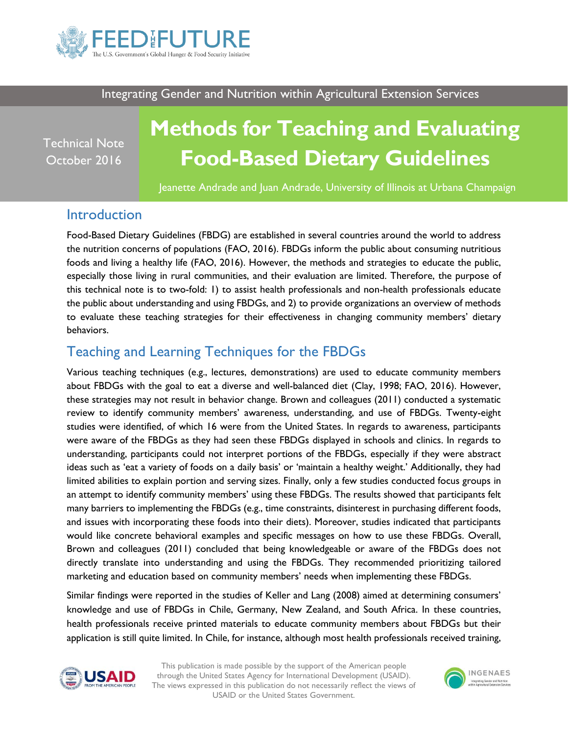Integrating Gender and Nutrition within Agricultural Extension Services

Technical Note
October 2016

# Methods for Teaching and Evaluating Food-Based Dietary Guidelines

Jeanette Andrade and Juan Andrade, University of Illinois at Urbana Champaign

## Introduction

Food-Based Dietary Guidelines (FBDG) are established in several countries around the world to address the nutrition concerns of populations (FAO, 2016). FBDGs inform the public about consuming nutritious foods and living a healthy life (FAO, 2016). However, the methods and strategies to educate the public, especially those living in rural communities, and their evaluation are limited. Therefore, the purpose of this technical note is to two-fold: 1) to assist health professionals and non-health professionals educate the public about understanding and using FBDGs, and 2) to provide organizations an overview of methods to evaluate these teaching strategies for their effectiveness in changing community members' dietary behaviors.

## Teaching and Learning Techniques for the FBDGs

Various teaching techniques (e.g., lectures, demonstrations) are used to educate community members about FBDGs with the goal to eat a diverse and well-balanced diet (Clay, 1998; FAO, 2016). However, these strategies may not result in behavior change. Brown and colleagues (2011) conducted a systematic review to identify community members' awareness, understanding, and use of FBDGs. Twenty-eight studies were identified, of which 16 were from the United States. In regards to awareness, participants were aware of the FBDGs as they had seen these FBDGs displayed in schools and clinics. In regards to understanding, participants could not interpret portions of the FBDGs, especially if they were abstract ideas such as 'eat a variety of foods on a daily basis' or 'maintain a healthy weight.' Additionally, they had limited abilities to explain portion and serving sizes. Finally, only a few studies conducted focus groups in an attempt to identify community members' using these FBDGs. The results showed that participants felt many barriers to implementing the FBDGs (e.g., time constraints, disinterest in purchasing different foods, and issues with incorporating these foods into their diets). Moreover, studies indicated that participants would like concrete behavioral examples and specific messages on how to use these FBDGs. Overall, Brown and colleagues (2011) concluded that being knowledgeable or aware of the FBDGs does not directly translate into understanding and using the FBDGs. They recommended prioritizing tailored marketing and education based on community members' needs when implementing these FBDGs.

Similar findings were reported in the studies of Keller and Lang (2008) aimed at determining consumers' knowledge and use of FBDGs in Chile, Germany, New Zealand, and South Africa. In these countries, health professionals receive printed materials to educate community members about FBDGs but their application is still quite limited. In Chile, for instance, although most health professionals received training,

This publication is made possible by the support of the American people through the United States Agency for International Development (USAID). The views expressed in this publication do not necessarily reflect the views of USAID or the United States Government.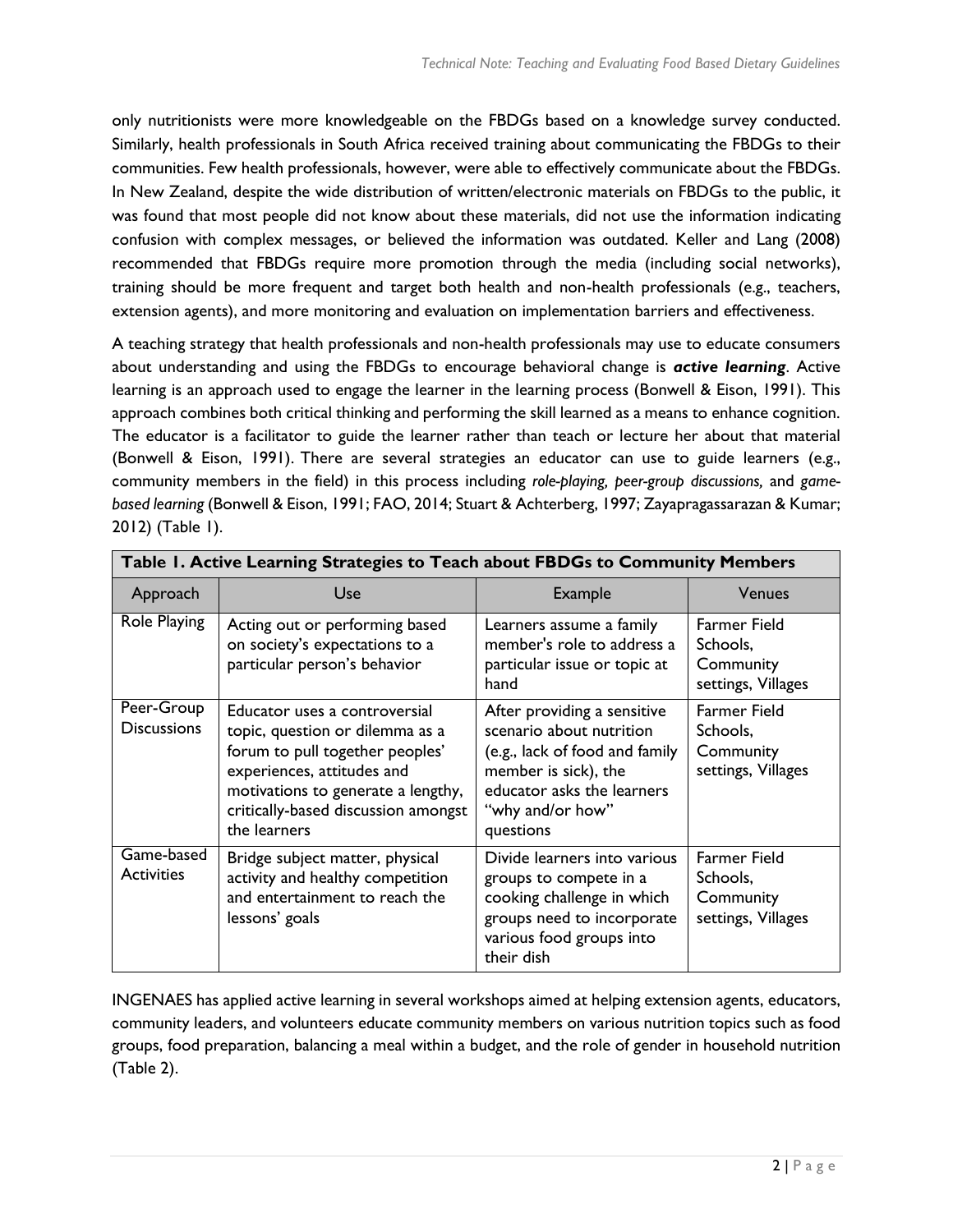only nutritionists were more knowledgeable on the FBDGs based on a knowledge survey conducted. Similarly, health professionals in South Africa received training about communicating the FBDGs to their communities. Few health professionals, however, were able to effectively communicate about the FBDGs. In New Zealand, despite the wide distribution of written/electronic materials on FBDGs to the public, it was found that most people did not know about these materials, did not use the information indicating confusion with complex messages, or believed the information was outdated. Keller and Lang (2008) recommended that FBDGs require more promotion through the media (including social networks), training should be more frequent and target both health and non-health professionals (e.g., teachers, extension agents), and more monitoring and evaluation on implementation barriers and effectiveness.

A teaching strategy that health professionals and non-health professionals may use to educate consumers about understanding and using the FBDGs to encourage behavioral change is ***active learning***. Active learning is an approach used to engage the learner in the learning process (Bonwell & Eison, 1991). This approach combines both critical thinking and performing the skill learned as a means to enhance cognition. The educator is a facilitator to guide the learner rather than teach or lecture her about that material (Bonwell & Eison, 1991). There are several strategies an educator can use to guide learners (e.g., community members in the field) in this process including *role-playing, peer-group discussions,* and *game-based learning* (Bonwell & Eison, 1991; FAO, 2014; Stuart & Achterberg, 1997; Zayapragassarazan & Kumar; 2012) (Table 1).

**Table 1. Active Learning Strategies to Teach about FBDGs to Community Members**

| Approach | Use | Example | Venues |
|---|---|---|---|
| Role Playing | Acting out or performing based on society's expectations to a particular person's behavior | Learners assume a family member's role to address a particular issue or topic at hand | Farmer Field Schools, Community settings, Villages |
| Peer-Group Discussions | Educator uses a controversial topic, question or dilemma as a forum to pull together peoples' experiences, attitudes and motivations to generate a lengthy, critically-based discussion amongst the learners | After providing a sensitive scenario about nutrition (e.g., lack of food and family member is sick), the educator asks the learners "why and/or how" questions | Farmer Field Schools, Community settings, Villages |
| Game-based Activities | Bridge subject matter, physical activity and healthy competition and entertainment to reach the lessons' goals | Divide learners into various groups to compete in a cooking challenge in which groups need to incorporate various food groups into their dish | Farmer Field Schools, Community settings, Villages |

INGENAES has applied active learning in several workshops aimed at helping extension agents, educators, community leaders, and volunteers educate community members on various nutrition topics such as food groups, food preparation, balancing a meal within a budget, and the role of gender in household nutrition (Table 2).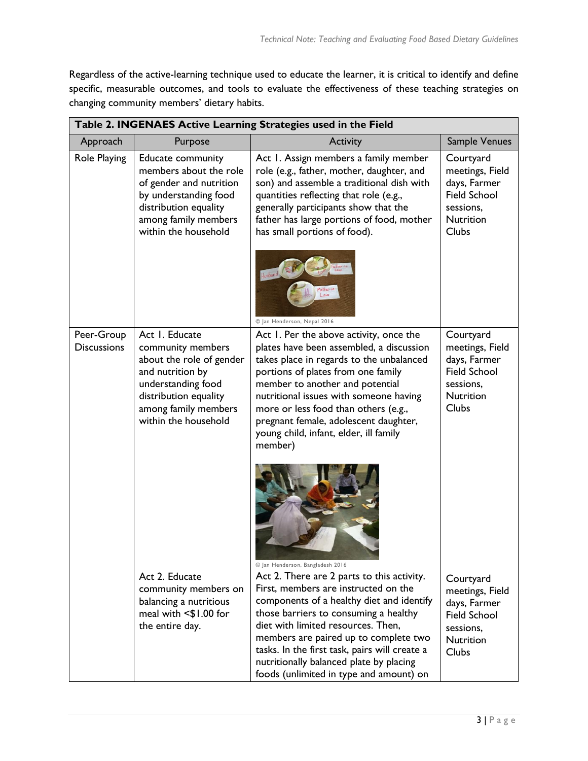Regardless of the active-learning technique used to educate the learner, it is critical to identify and define specific, measurable outcomes, and tools to evaluate the effectiveness of these teaching strategies on changing community members' dietary habits.

**Table 2. INGENAES Active Learning Strategies used in the Field**

| Approach | Purpose | Activity | Sample Venues |
|---|---|---|---|
| Role Playing | Educate community members about the role of gender and nutrition by understanding food distribution equality among family members within the household | Act 1. Assign members a family member role (e.g., father, mother, daughter, and son) and assemble a traditional dish with quantities reflecting that role (e.g., generally participants show that the father has large portions of food, mother has small portions of food). © Jan Henderson, Nepal 2016 | Courtyard meetings, Field days, Farmer Field School sessions, Nutrition Clubs |
| Peer-Group Discussions | Act 1. Educate community members about the role of gender and nutrition by understanding food distribution equality among family members within the household | Act 1. Per the above activity, once the plates have been assembled, a discussion takes place in regards to the unbalanced portions of plates from one family member to another and potential nutritional issues with someone having more or less food than others (e.g., pregnant female, adolescent daughter, young child, infant, elder, ill family member) © Jan Henderson, Bangladesh 2016 | Courtyard meetings, Field days, Farmer Field School sessions, Nutrition Clubs |
| | Act 2. Educate community members on balancing a nutritious meal with <$1.00 for the entire day. | Act 2. There are 2 parts to this activity. First, members are instructed on the components of a healthy diet and identify those barriers to consuming a healthy diet with limited resources. Then, members are paired up to complete two tasks. In the first task, pairs will create a nutritionally balanced plate by placing foods (unlimited in type and amount) on | Courtyard meetings, Field days, Farmer Field School sessions, Nutrition Clubs |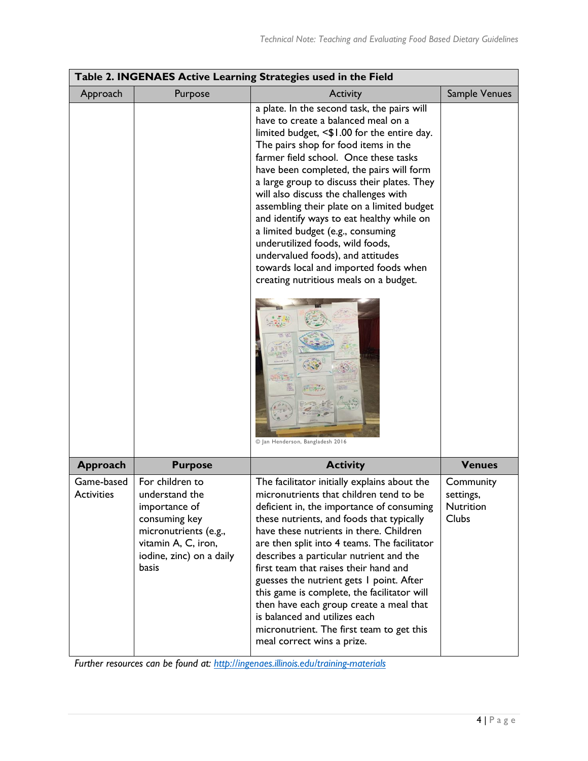| Table 2. INGENAES Active Learning Strategies used in the Field | | | |
|---|---|---|---|
| Approach | Purpose | Activity | Sample Venues |
| | | a plate. In the second task, the pairs will have to create a balanced meal on a limited budget, <$1.00 for the entire day. The pairs shop for food items in the farmer field school. Once these tasks have been completed, the pairs will form a large group to discuss their plates. They will also discuss the challenges with assembling their plate on a limited budget and identify ways to eat healthy while on a limited budget (e.g., consuming underutilized foods, wild foods, undervalued foods), and attitudes towards local and imported foods when creating nutritious meals on a budget. © Jan Henderson, Bangladesh 2016 | |
| **Approach** | **Purpose** | **Activity** | **Venues** |
| Game-based Activities | For children to understand the importance of consuming key micronutrients (e.g., vitamin A, C, iron, iodine, zinc) on a daily basis | The facilitator initially explains about the micronutrients that children tend to be deficient in, the importance of consuming these nutrients, and foods that typically have these nutrients in there. Children are then split into 4 teams. The facilitator describes a particular nutrient and the first team that raises their hand and guesses the nutrient gets 1 point. After this game is complete, the facilitator will then have each group create a meal that is balanced and utilizes each micronutrient. The first team to get this meal correct wins a prize. | Community settings, Nutrition Clubs |

*Further resources can be found at: [http://ingenaes.illinois.edu/training-materials](http://ingenaes.illinois.edu/training-materials)*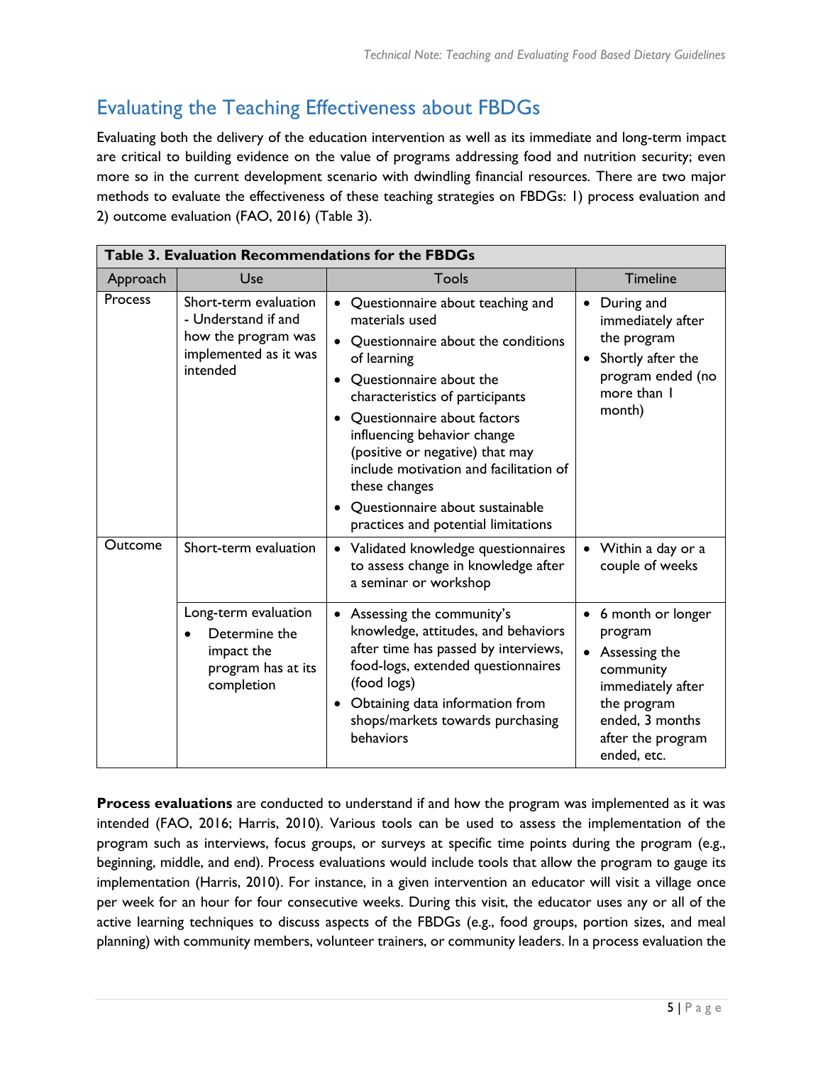## Evaluating the Teaching Effectiveness about FBDGs

Evaluating both the delivery of the education intervention as well as its immediate and long-term impact are critical to building evidence on the value of programs addressing food and nutrition security; even more so in the current development scenario with dwindling financial resources. There are two major methods to evaluate the effectiveness of these teaching strategies on FBDGs: 1) process evaluation and 2) outcome evaluation (FAO, 2016) (Table 3).

**Table 3. Evaluation Recommendations for the FBDGs**

| Approach | Use | Tools | Timeline |
|---|---|---|---|
| Process | Short-term evaluation - Understand if and how the program was implemented as it was intended | • Questionnaire about teaching and materials used<br>• Questionnaire about the conditions of learning<br>• Questionnaire about the characteristics of participants<br>• Questionnaire about factors influencing behavior change (positive or negative) that may include motivation and facilitation of these changes<br>• Questionnaire about sustainable practices and potential limitations | • During and immediately after the program<br>• Shortly after the program ended (no more than 1 month) |
| Outcome | Short-term evaluation | • Validated knowledge questionnaires to assess change in knowledge after a seminar or workshop | • Within a day or a couple of weeks |
| | Long-term evaluation<br>• Determine the impact the program has at its completion | • Assessing the community's knowledge, attitudes, and behaviors after time has passed by interviews, food-logs, extended questionnaires (food logs)<br>• Obtaining data information from shops/markets towards purchasing behaviors | • 6 month or longer program<br>• Assessing the community immediately after the program ended, 3 months after the program ended, etc. |

**Process evaluations** are conducted to understand if and how the program was implemented as it was intended (FAO, 2016; Harris, 2010). Various tools can be used to assess the implementation of the program such as interviews, focus groups, or surveys at specific time points during the program (e.g., beginning, middle, and end). Process evaluations would include tools that allow the program to gauge its implementation (Harris, 2010). For instance, in a given intervention an educator will visit a village once per week for an hour for four consecutive weeks. During this visit, the educator uses any or all of the active learning techniques to discuss aspects of the FBDGs (e.g., food groups, portion sizes, and meal planning) with community members, volunteer trainers, or community leaders. In a process evaluation the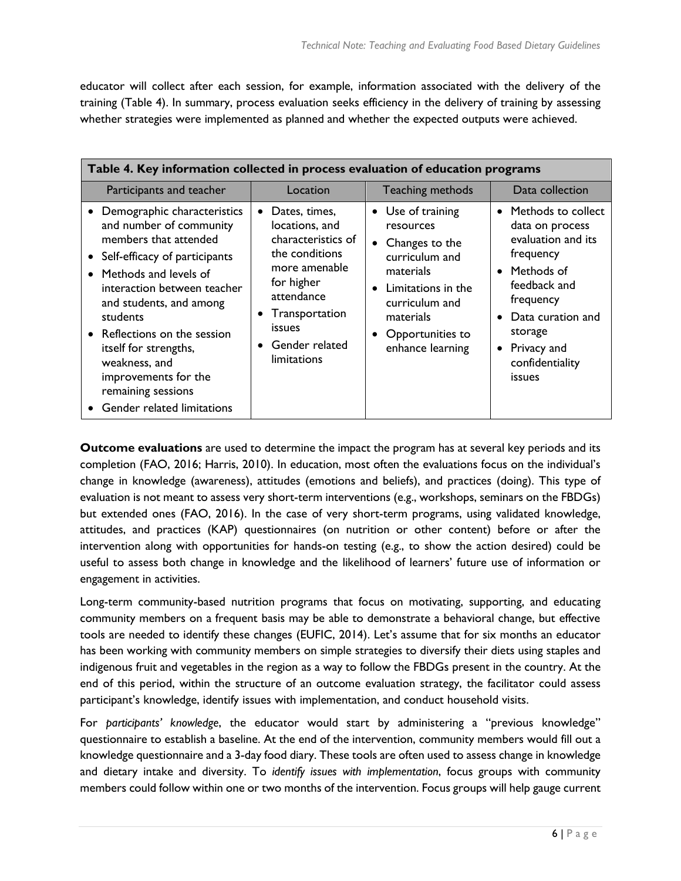educator will collect after each session, for example, information associated with the delivery of the training (Table 4). In summary, process evaluation seeks efficiency in the delivery of training by assessing whether strategies were implemented as planned and whether the expected outputs were achieved.

| **Table 4. Key information collected in process evaluation of education programs** | | | |
|---|---|---|---|
| Participants and teacher | Location | Teaching methods | Data collection |
| • Demographic characteristics and number of community members that attended<br>• Self-efficacy of participants<br>• Methods and levels of interaction between teacher and students, and among students<br>• Reflections on the session itself for strengths, weakness, and improvements for the remaining sessions<br>• Gender related limitations | • Dates, times, locations, and characteristics of the conditions more amenable for higher attendance<br>• Transportation issues<br>• Gender related limitations | • Use of training resources<br>• Changes to the curriculum and materials<br>• Limitations in the curriculum and materials<br>• Opportunities to enhance learning | • Methods to collect data on process evaluation and its frequency<br>• Methods of feedback and frequency<br>• Data curation and storage<br>• Privacy and confidentiality issues |

**Outcome evaluations** are used to determine the impact the program has at several key periods and its completion (FAO, 2016; Harris, 2010). In education, most often the evaluations focus on the individual's change in knowledge (awareness), attitudes (emotions and beliefs), and practices (doing). This type of evaluation is not meant to assess very short-term interventions (e.g., workshops, seminars on the FBDGs) but extended ones (FAO, 2016). In the case of very short-term programs, using validated knowledge, attitudes, and practices (KAP) questionnaires (on nutrition or other content) before or after the intervention along with opportunities for hands-on testing (e.g., to show the action desired) could be useful to assess both change in knowledge and the likelihood of learners' future use of information or engagement in activities.

Long-term community-based nutrition programs that focus on motivating, supporting, and educating community members on a frequent basis may be able to demonstrate a behavioral change, but effective tools are needed to identify these changes (EUFIC, 2014). Let's assume that for six months an educator has been working with community members on simple strategies to diversify their diets using staples and indigenous fruit and vegetables in the region as a way to follow the FBDGs present in the country. At the end of this period, within the structure of an outcome evaluation strategy, the facilitator could assess participant's knowledge, identify issues with implementation, and conduct household visits.

For *participants' knowledge*, the educator would start by administering a "previous knowledge" questionnaire to establish a baseline. At the end of the intervention, community members would fill out a knowledge questionnaire and a 3-day food diary. These tools are often used to assess change in knowledge and dietary intake and diversity. To *identify issues with implementation*, focus groups with community members could follow within one or two months of the intervention. Focus groups will help gauge current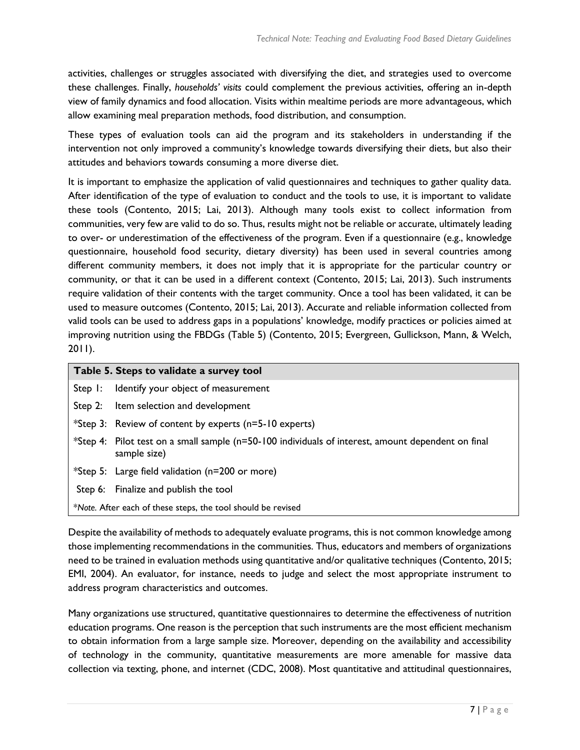activities, challenges or struggles associated with diversifying the diet, and strategies used to overcome these challenges. Finally, *households' visits* could complement the previous activities, offering an in-depth view of family dynamics and food allocation. Visits within mealtime periods are more advantageous, which allow examining meal preparation methods, food distribution, and consumption.

These types of evaluation tools can aid the program and its stakeholders in understanding if the intervention not only improved a community's knowledge towards diversifying their diets, but also their attitudes and behaviors towards consuming a more diverse diet.

It is important to emphasize the application of valid questionnaires and techniques to gather quality data. After identification of the type of evaluation to conduct and the tools to use, it is important to validate these tools (Contento, 2015; Lai, 2013). Although many tools exist to collect information from communities, very few are valid to do so. Thus, results might not be reliable or accurate, ultimately leading to over- or underestimation of the effectiveness of the program. Even if a questionnaire (e.g., knowledge questionnaire, household food security, dietary diversity) has been used in several countries among different community members, it does not imply that it is appropriate for the particular country or community, or that it can be used in a different context (Contento, 2015; Lai, 2013). Such instruments require validation of their contents with the target community. Once a tool has been validated, it can be used to measure outcomes (Contento, 2015; Lai, 2013). Accurate and reliable information collected from valid tools can be used to address gaps in a populations' knowledge, modify practices or policies aimed at improving nutrition using the FBDGs (Table 5) (Contento, 2015; Evergreen, Gullickson, Mann, & Welch, 2011).

| **Table 5. Steps to validate a survey tool** | |
|---|---|
| Step 1: | Identify your object of measurement |
| Step 2: | Item selection and development |
| *Step 3: | Review of content by experts (n=5-10 experts) |
| *Step 4: | Pilot test on a small sample (n=50-100 individuals of interest, amount dependent on final sample size) |
| *Step 5: | Large field validation (n=200 or more) |
| Step 6: | Finalize and publish the tool |
| **Note.* After each of these steps, the tool should be revised | |

Despite the availability of methods to adequately evaluate programs, this is not common knowledge among those implementing recommendations in the communities. Thus, educators and members of organizations need to be trained in evaluation methods using quantitative and/or qualitative techniques (Contento, 2015; EMI, 2004). An evaluator, for instance, needs to judge and select the most appropriate instrument to address program characteristics and outcomes.

Many organizations use structured, quantitative questionnaires to determine the effectiveness of nutrition education programs. One reason is the perception that such instruments are the most efficient mechanism to obtain information from a large sample size. Moreover, depending on the availability and accessibility of technology in the community, quantitative measurements are more amenable for massive data collection via texting, phone, and internet (CDC, 2008). Most quantitative and attitudinal questionnaires,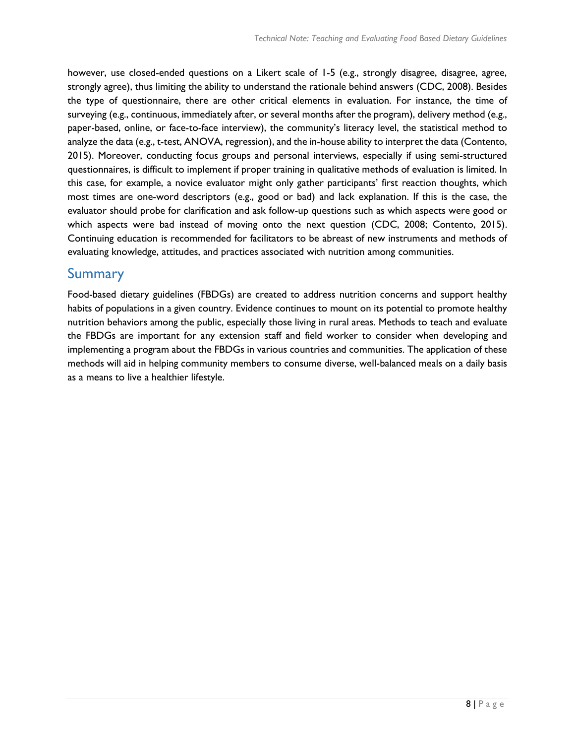however, use closed-ended questions on a Likert scale of 1-5 (e.g., strongly disagree, disagree, agree, strongly agree), thus limiting the ability to understand the rationale behind answers (CDC, 2008). Besides the type of questionnaire, there are other critical elements in evaluation. For instance, the time of surveying (e.g., continuous, immediately after, or several months after the program), delivery method (e.g., paper-based, online, or face-to-face interview), the community's literacy level, the statistical method to analyze the data (e.g., t-test, ANOVA, regression), and the in-house ability to interpret the data (Contento, 2015). Moreover, conducting focus groups and personal interviews, especially if using semi-structured questionnaires, is difficult to implement if proper training in qualitative methods of evaluation is limited. In this case, for example, a novice evaluator might only gather participants' first reaction thoughts, which most times are one-word descriptors (e.g., good or bad) and lack explanation. If this is the case, the evaluator should probe for clarification and ask follow-up questions such as which aspects were good or which aspects were bad instead of moving onto the next question (CDC, 2008; Contento, 2015). Continuing education is recommended for facilitators to be abreast of new instruments and methods of evaluating knowledge, attitudes, and practices associated with nutrition among communities.

## Summary

Food-based dietary guidelines (FBDGs) are created to address nutrition concerns and support healthy habits of populations in a given country. Evidence continues to mount on its potential to promote healthy nutrition behaviors among the public, especially those living in rural areas. Methods to teach and evaluate the FBDGs are important for any extension staff and field worker to consider when developing and implementing a program about the FBDGs in various countries and communities. The application of these methods will aid in helping community members to consume diverse, well-balanced meals on a daily basis as a means to live a healthier lifestyle.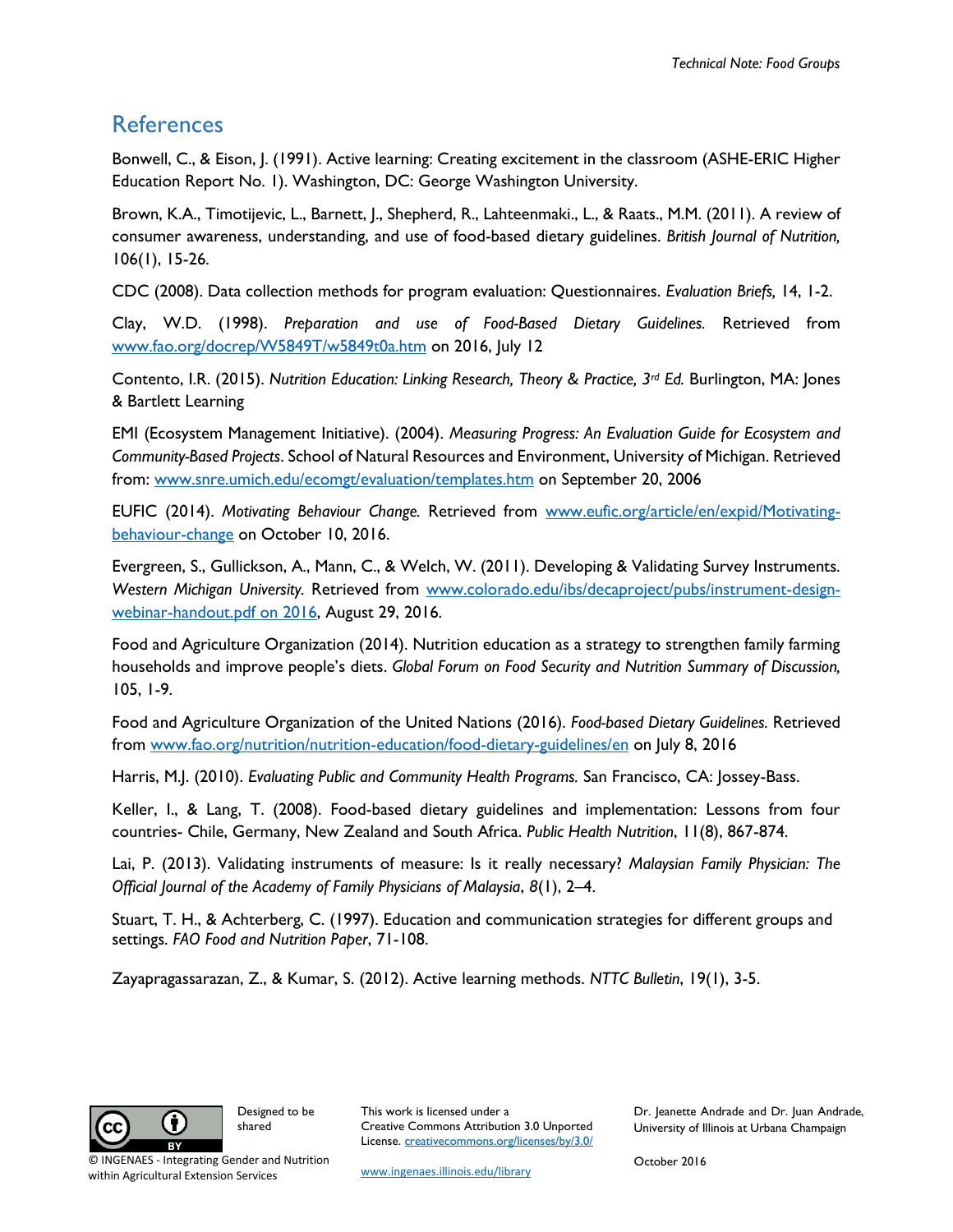## References

Bonwell, C., & Eison, J. (1991). Active learning: Creating excitement in the classroom (ASHE-ERIC Higher Education Report No. 1). Washington, DC: George Washington University.

Brown, K.A., Timotijevic, L., Barnett, J., Shepherd, R., Lahteenmaki., L., & Raats., M.M. (2011). A review of consumer awareness, understanding, and use of food-based dietary guidelines. *British Journal of Nutrition,* 106(1), 15-26.

CDC (2008). Data collection methods for program evaluation: Questionnaires. *Evaluation Briefs,* 14, 1-2.

Clay, W.D. (1998). *Preparation and use of Food-Based Dietary Guidelines.* Retrieved from www.fao.org/docrep/W5849T/w5849t0a.htm on 2016, July 12

Contento, I.R. (2015). *Nutrition Education: Linking Research, Theory & Practice, 3rd Ed.* Burlington, MA: Jones & Bartlett Learning

EMI (Ecosystem Management Initiative). (2004). *Measuring Progress: An Evaluation Guide for Ecosystem and Community-Based Projects*. School of Natural Resources and Environment, University of Michigan. Retrieved from: www.snre.umich.edu/ecomgt/evaluation/templates.htm on September 20, 2006

EUFIC (2014). *Motivating Behaviour Change.* Retrieved from www.eufic.org/article/en/expid/Motivating-behaviour-change on October 10, 2016.

Evergreen, S., Gullickson, A., Mann, C., & Welch, W. (2011). Developing & Validating Survey Instruments. *Western Michigan University.* Retrieved from www.colorado.edu/ibs/decaproject/pubs/instrument-design-webinar-handout.pdf on 2016, August 29, 2016.

Food and Agriculture Organization (2014). Nutrition education as a strategy to strengthen family farming households and improve people's diets. *Global Forum on Food Security and Nutrition Summary of Discussion,* 105, 1-9.

Food and Agriculture Organization of the United Nations (2016). *Food-based Dietary Guidelines.* Retrieved from www.fao.org/nutrition/nutrition-education/food-dietary-guidelines/en on July 8, 2016

Harris, M.J. (2010). *Evaluating Public and Community Health Programs.* San Francisco, CA: Jossey-Bass.

Keller, I., & Lang, T. (2008). Food-based dietary guidelines and implementation: Lessons from four countries- Chile, Germany, New Zealand and South Africa. *Public Health Nutrition*, 11(8), 867-874.

Lai, P. (2013). Validating instruments of measure: Is it really necessary? *Malaysian Family Physician: The Official Journal of the Academy of Family Physicians of Malaysia*, *8*(1), 2–4.

Stuart, T. H., & Achterberg, C. (1997). Education and communication strategies for different groups and settings. *FAO Food and Nutrition Paper*, 71-108.

Zayapragassarazan, Z., & Kumar, S. (2012). Active learning methods. *NTTC Bulletin*, 19(1), 3-5.

Designed to be shared

© INGENAES - Integrating Gender and Nutrition within Agricultural Extension Services

This work is licensed under a Creative Commons Attribution 3.0 Unported License. creativecommons.org/licenses/by/3.0/

www.ingenaes.illinois.edu/library

Dr. Jeanette Andrade and Dr. Juan Andrade, University of Illinois at Urbana Champaign

October 2016